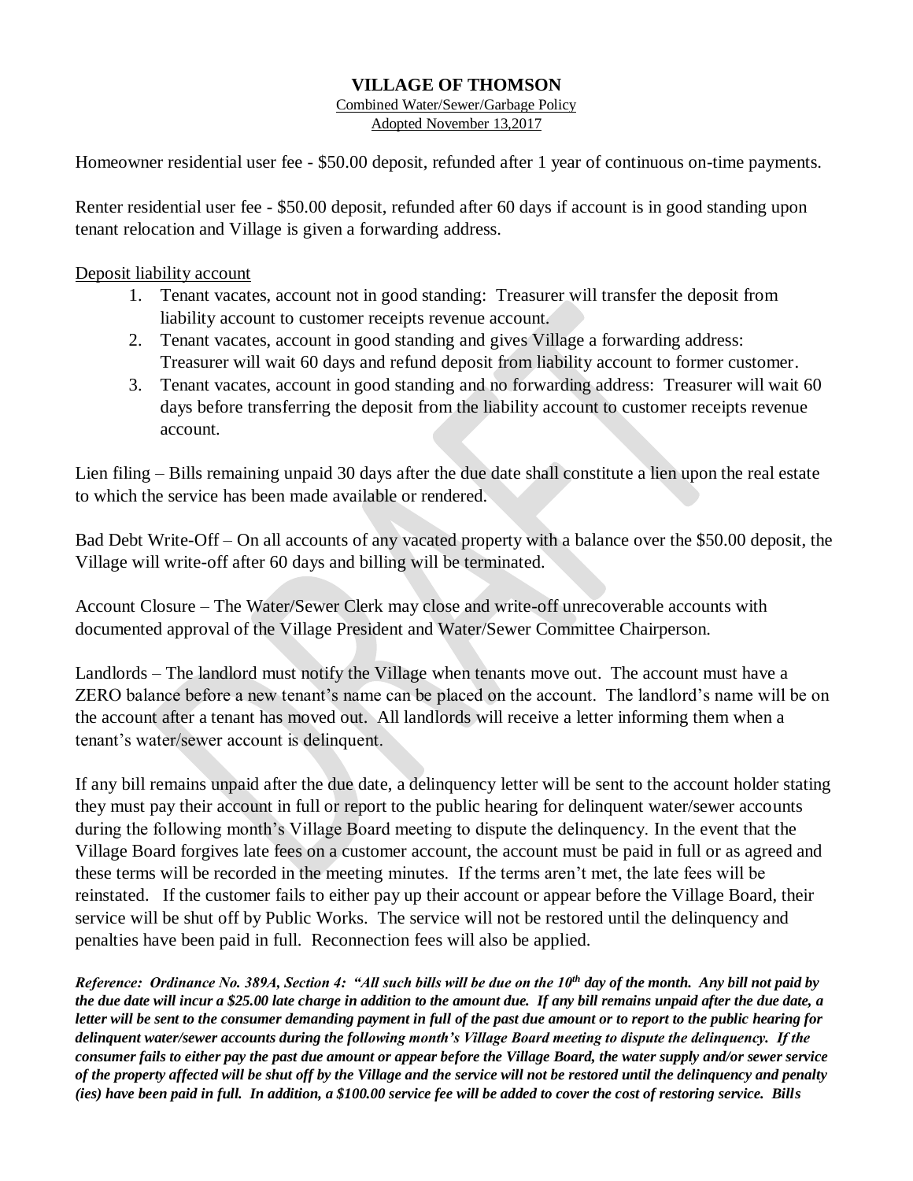# VILLAGE OF THOMSON

Combined Water/Sewer/Garbage Policy

Adopted November 13,2017

Homeowner residential user fee - $50.00 deposit, refunded after 1 year of continuous on-time payments.

Renter residential user fee - $50.00 deposit, refunded after 60 days if account is in good standing upon tenant relocation and Village is given a forwarding address.

Deposit liability account

1. Tenant vacates, account not in good standing: Treasurer will transfer the deposit from liability account to customer receipts revenue account.
2. Tenant vacates, account in good standing and gives Village a forwarding address: Treasurer will wait 60 days and refund deposit from liability account to former customer.
3. Tenant vacates, account in good standing and no forwarding address: Treasurer will wait 60 days before transferring the deposit from the liability account to customer receipts revenue account.

Lien filing – Bills remaining unpaid 30 days after the due date shall constitute a lien upon the real estate to which the service has been made available or rendered.

Bad Debt Write-Off – On all accounts of any vacated property with a balance over the $50.00 deposit, the Village will write-off after 60 days and billing will be terminated.

Account Closure – The Water/Sewer Clerk may close and write-off unrecoverable accounts with documented approval of the Village President and Water/Sewer Committee Chairperson.

Landlords – The landlord must notify the Village when tenants move out. The account must have a ZERO balance before a new tenant's name can be placed on the account. The landlord's name will be on the account after a tenant has moved out. All landlords will receive a letter informing them when a tenant's water/sewer account is delinquent.

If any bill remains unpaid after the due date, a delinquency letter will be sent to the account holder stating they must pay their account in full or report to the public hearing for delinquent water/sewer accounts during the following month's Village Board meeting to dispute the delinquency. In the event that the Village Board forgives late fees on a customer account, the account must be paid in full or as agreed and these terms will be recorded in the meeting minutes. If the terms aren't met, the late fees will be reinstated. If the customer fails to either pay up their account or appear before the Village Board, their service will be shut off by Public Works. The service will not be restored until the delinquency and penalties have been paid in full. Reconnection fees will also be applied.

***Reference: Ordinance No. 389A, Section 4: "All such bills will be due on the 10th day of the month. Any bill not paid by the due date will incur a $25.00 late charge in addition to the amount due. If any bill remains unpaid after the due date, a letter will be sent to the consumer demanding payment in full of the past due amount or to report to the public hearing for delinquent water/sewer accounts during the following month's Village Board meeting to dispute the delinquency. If the consumer fails to either pay the past due amount or appear before the Village Board, the water supply and/or sewer service of the property affected will be shut off by the Village and the service will not be restored until the delinquency and penalty (ies) have been paid in full. In addition, a $100.00 service fee will be added to cover the cost of restoring service. Bills***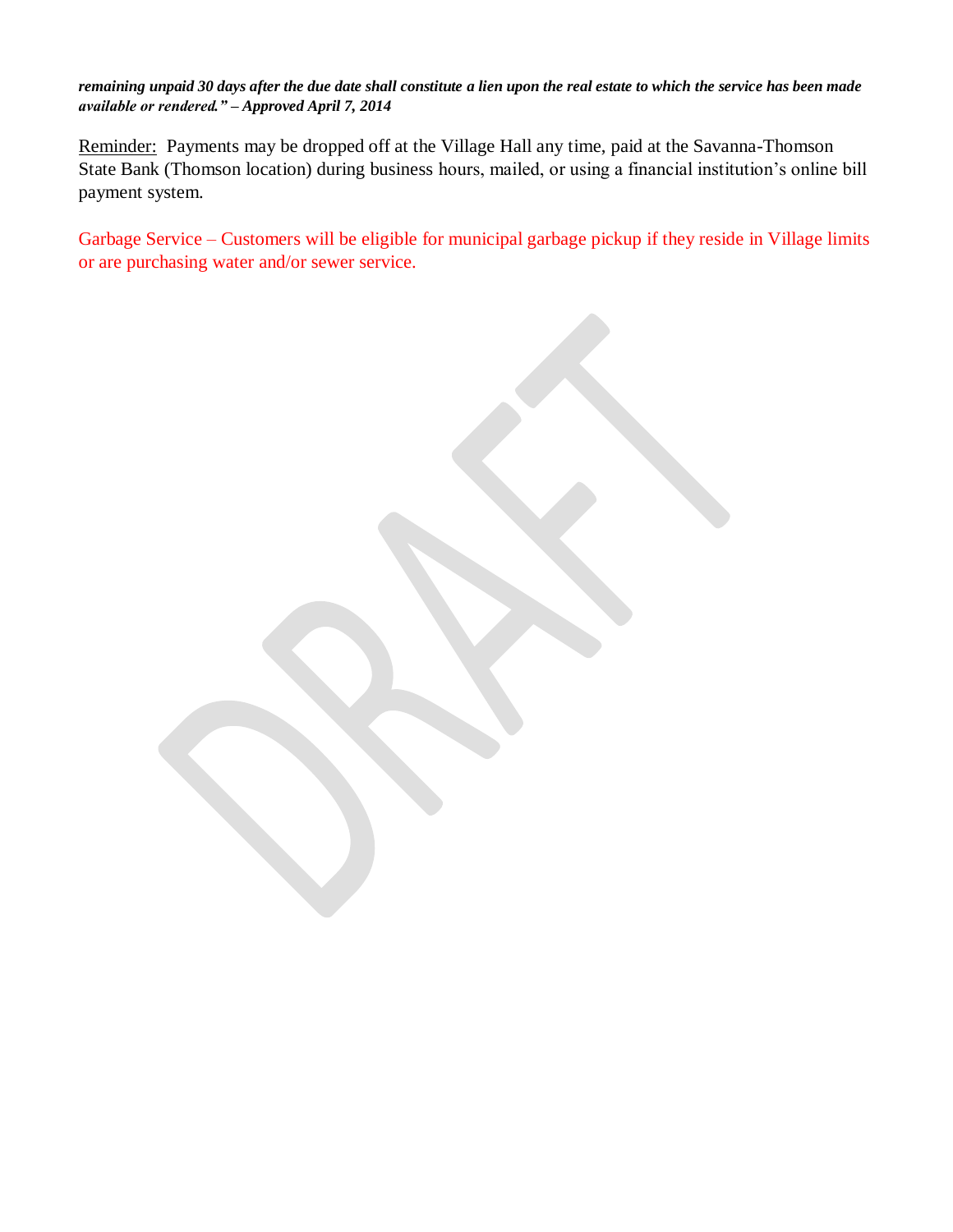***remaining unpaid 30 days after the due date shall constitute a lien upon the real estate to which the service has been made available or rendered." – Approved April 7, 2014***

Reminder: Payments may be dropped off at the Village Hall any time, paid at the Savanna-Thomson State Bank (Thomson location) during business hours, mailed, or using a financial institution's online bill payment system.

Garbage Service – Customers will be eligible for municipal garbage pickup if they reside in Village limits or are purchasing water and/or sewer service.